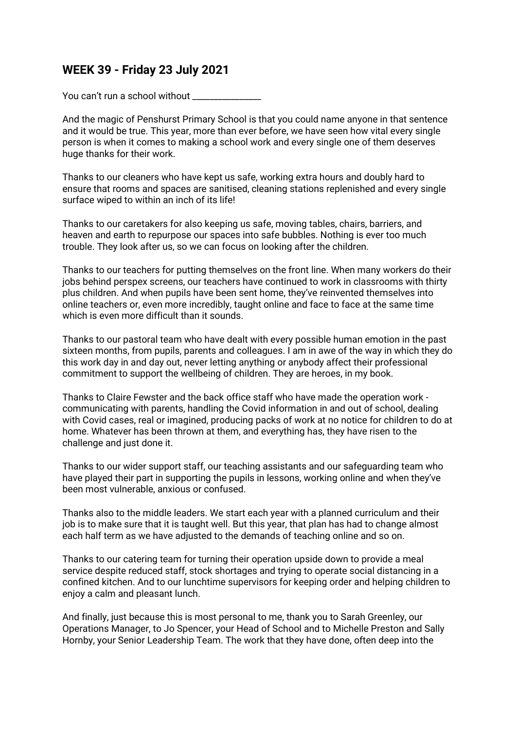## WEEK 39 - Friday 23 July 2021

You can't run a school without _______________

And the magic of Penshurst Primary School is that you could name anyone in that sentence and it would be true. This year, more than ever before, we have seen how vital every single person is when it comes to making a school work and every single one of them deserves huge thanks for their work.

Thanks to our cleaners who have kept us safe, working extra hours and doubly hard to ensure that rooms and spaces are sanitised, cleaning stations replenished and every single surface wiped to within an inch of its life!

Thanks to our caretakers for also keeping us safe, moving tables, chairs, barriers, and heaven and earth to repurpose our spaces into safe bubbles. Nothing is ever too much trouble. They look after us, so we can focus on looking after the children.

Thanks to our teachers for putting themselves on the front line. When many workers do their jobs behind perspex screens, our teachers have continued to work in classrooms with thirty plus children. And when pupils have been sent home, they've reinvented themselves into online teachers or, even more incredibly, taught online and face to face at the same time which is even more difficult than it sounds.

Thanks to our pastoral team who have dealt with every possible human emotion in the past sixteen months, from pupils, parents and colleagues. I am in awe of the way in which they do this work day in and day out, never letting anything or anybody affect their professional commitment to support the wellbeing of children. They are heroes, in my book.

Thanks to Claire Fewster and the back office staff who have made the operation work - communicating with parents, handling the Covid information in and out of school, dealing with Covid cases, real or imagined, producing packs of work at no notice for children to do at home. Whatever has been thrown at them, and everything has, they have risen to the challenge and just done it.

Thanks to our wider support staff, our teaching assistants and our safeguarding team who have played their part in supporting the pupils in lessons, working online and when they've been most vulnerable, anxious or confused.

Thanks also to the middle leaders. We start each year with a planned curriculum and their job is to make sure that it is taught well. But this year, that plan has had to change almost each half term as we have adjusted to the demands of teaching online and so on.

Thanks to our catering team for turning their operation upside down to provide a meal service despite reduced staff, stock shortages and trying to operate social distancing in a confined kitchen. And to our lunchtime supervisors for keeping order and helping children to enjoy a calm and pleasant lunch.

And finally, just because this is most personal to me, thank you to Sarah Greenley, our Operations Manager, to Jo Spencer, your Head of School and to Michelle Preston and Sally Hornby, your Senior Leadership Team. The work that they have done, often deep into the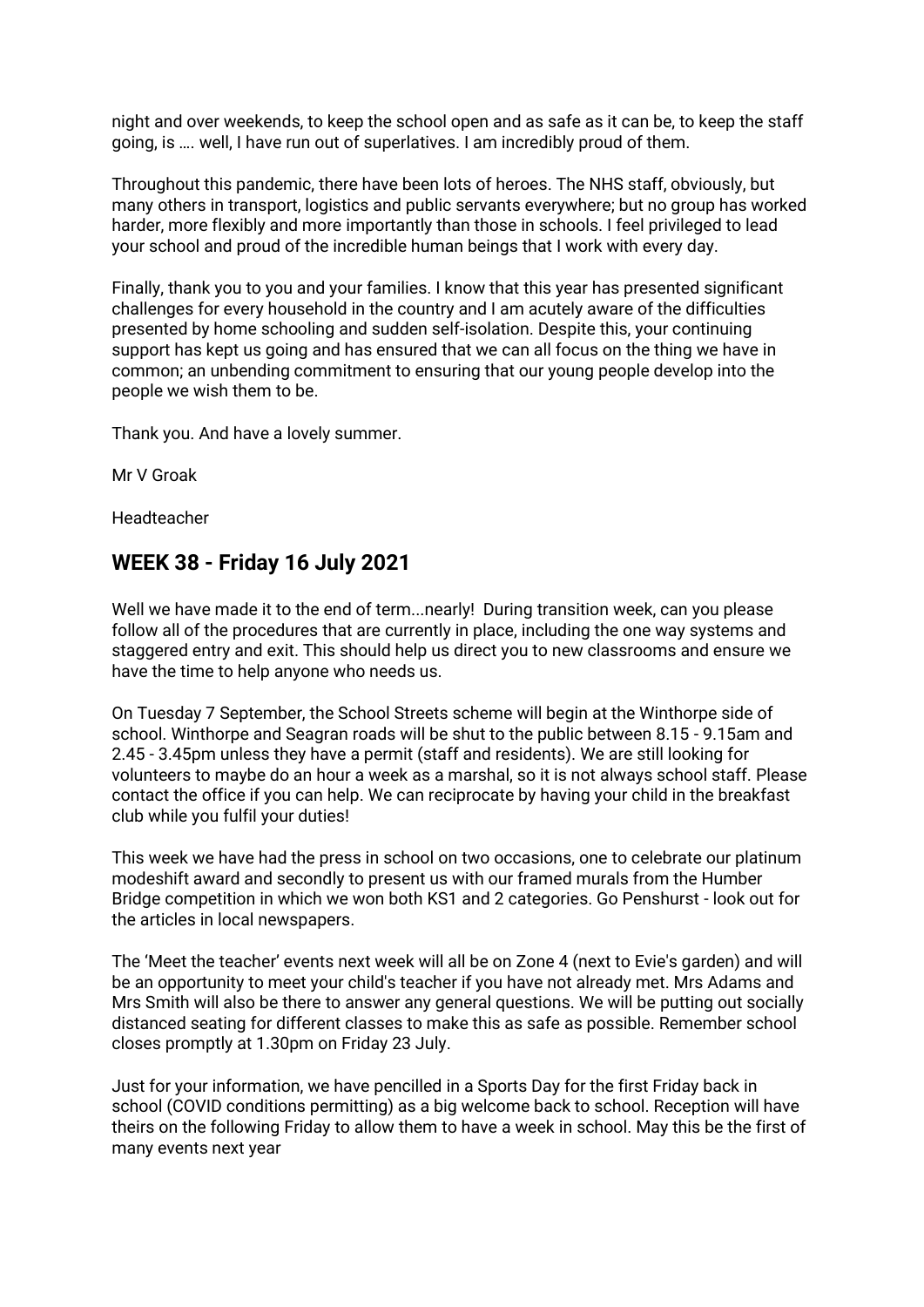night and over weekends, to keep the school open and as safe as it can be, to keep the staff going, is …. well, I have run out of superlatives. I am incredibly proud of them.

Throughout this pandemic, there have been lots of heroes. The NHS staff, obviously, but many others in transport, logistics and public servants everywhere; but no group has worked harder, more flexibly and more importantly than those in schools. I feel privileged to lead your school and proud of the incredible human beings that I work with every day.

Finally, thank you to you and your families. I know that this year has presented significant challenges for every household in the country and I am acutely aware of the difficulties presented by home schooling and sudden self-isolation. Despite this, your continuing support has kept us going and has ensured that we can all focus on the thing we have in common; an unbending commitment to ensuring that our young people develop into the people we wish them to be.

Thank you. And have a lovely summer.

Mr V Groak

Headteacher

## WEEK 38 - Friday 16 July 2021

Well we have made it to the end of term...nearly! During transition week, can you please follow all of the procedures that are currently in place, including the one way systems and staggered entry and exit. This should help us direct you to new classrooms and ensure we have the time to help anyone who needs us.

On Tuesday 7 September, the School Streets scheme will begin at the Winthorpe side of school. Winthorpe and Seagran roads will be shut to the public between 8.15 - 9.15am and 2.45 - 3.45pm unless they have a permit (staff and residents). We are still looking for volunteers to maybe do an hour a week as a marshal, so it is not always school staff. Please contact the office if you can help. We can reciprocate by having your child in the breakfast club while you fulfil your duties!

This week we have had the press in school on two occasions, one to celebrate our platinum modeshift award and secondly to present us with our framed murals from the Humber Bridge competition in which we won both KS1 and 2 categories. Go Penshurst - look out for the articles in local newspapers.

The 'Meet the teacher' events next week will all be on Zone 4 (next to Evie's garden) and will be an opportunity to meet your child's teacher if you have not already met. Mrs Adams and Mrs Smith will also be there to answer any general questions. We will be putting out socially distanced seating for different classes to make this as safe as possible. Remember school closes promptly at 1.30pm on Friday 23 July.

Just for your information, we have pencilled in a Sports Day for the first Friday back in school (COVID conditions permitting) as a big welcome back to school. Reception will have theirs on the following Friday to allow them to have a week in school. May this be the first of many events next year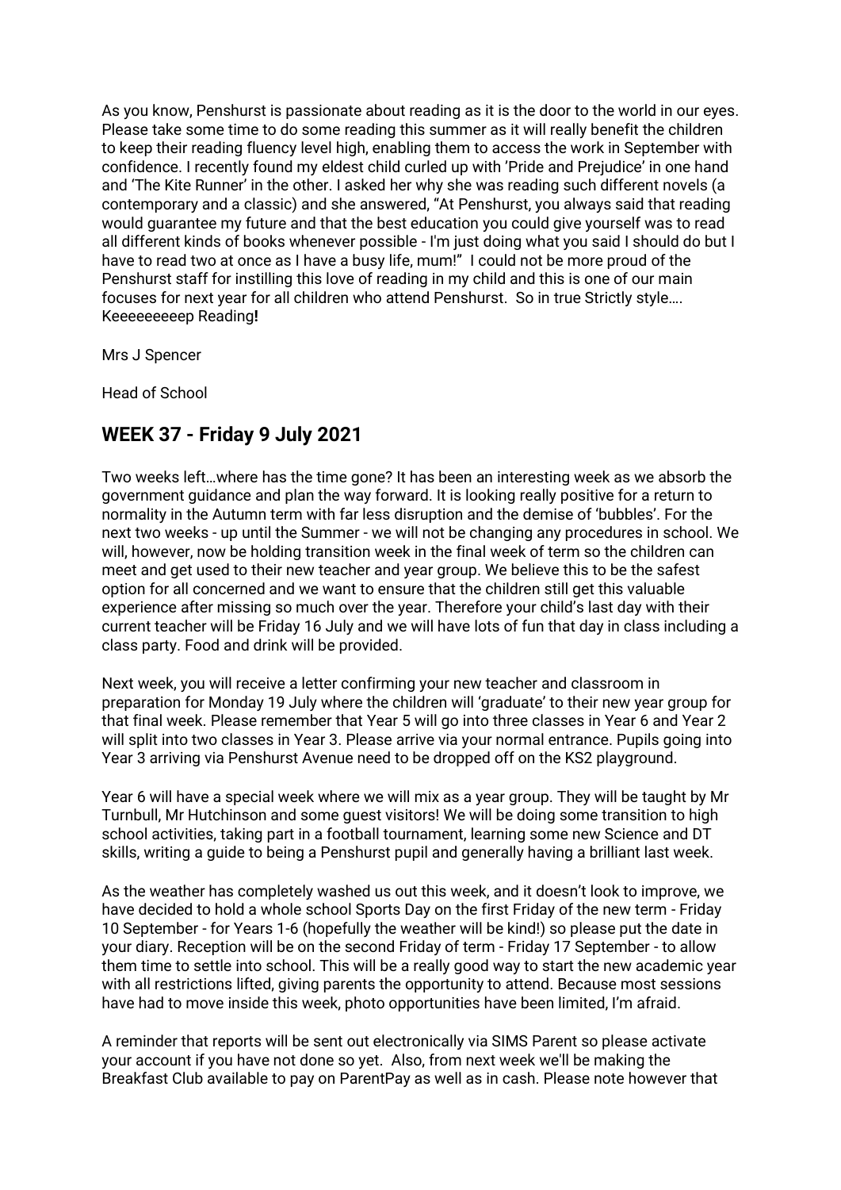As you know, Penshurst is passionate about reading as it is the door to the world in our eyes. Please take some time to do some reading this summer as it will really benefit the children to keep their reading fluency level high, enabling them to access the work in September with confidence. I recently found my eldest child curled up with 'Pride and Prejudice' in one hand and 'The Kite Runner' in the other. I asked her why she was reading such different novels (a contemporary and a classic) and she answered, "At Penshurst, you always said that reading would guarantee my future and that the best education you could give yourself was to read all different kinds of books whenever possible - I'm just doing what you said I should do but I have to read two at once as I have a busy life, mum!" I could not be more proud of the Penshurst staff for instilling this love of reading in my child and this is one of our main focuses for next year for all children who attend Penshurst. So in true Strictly style…. Keeeeeeeeep Reading**!**

Mrs J Spencer

Head of School

## WEEK 37 - Friday 9 July 2021

Two weeks left…where has the time gone? It has been an interesting week as we absorb the government guidance and plan the way forward. It is looking really positive for a return to normality in the Autumn term with far less disruption and the demise of 'bubbles'. For the next two weeks - up until the Summer - we will not be changing any procedures in school. We will, however, now be holding transition week in the final week of term so the children can meet and get used to their new teacher and year group. We believe this to be the safest option for all concerned and we want to ensure that the children still get this valuable experience after missing so much over the year. Therefore your child's last day with their current teacher will be Friday 16 July and we will have lots of fun that day in class including a class party. Food and drink will be provided.

Next week, you will receive a letter confirming your new teacher and classroom in preparation for Monday 19 July where the children will 'graduate' to their new year group for that final week. Please remember that Year 5 will go into three classes in Year 6 and Year 2 will split into two classes in Year 3. Please arrive via your normal entrance. Pupils going into Year 3 arriving via Penshurst Avenue need to be dropped off on the KS2 playground.

Year 6 will have a special week where we will mix as a year group. They will be taught by Mr Turnbull, Mr Hutchinson and some guest visitors! We will be doing some transition to high school activities, taking part in a football tournament, learning some new Science and DT skills, writing a guide to being a Penshurst pupil and generally having a brilliant last week.

As the weather has completely washed us out this week, and it doesn't look to improve, we have decided to hold a whole school Sports Day on the first Friday of the new term - Friday 10 September - for Years 1-6 (hopefully the weather will be kind!) so please put the date in your diary. Reception will be on the second Friday of term - Friday 17 September - to allow them time to settle into school. This will be a really good way to start the new academic year with all restrictions lifted, giving parents the opportunity to attend. Because most sessions have had to move inside this week, photo opportunities have been limited, I'm afraid.

A reminder that reports will be sent out electronically via SIMS Parent so please activate your account if you have not done so yet. Also, from next week we'll be making the Breakfast Club available to pay on ParentPay as well as in cash. Please note however that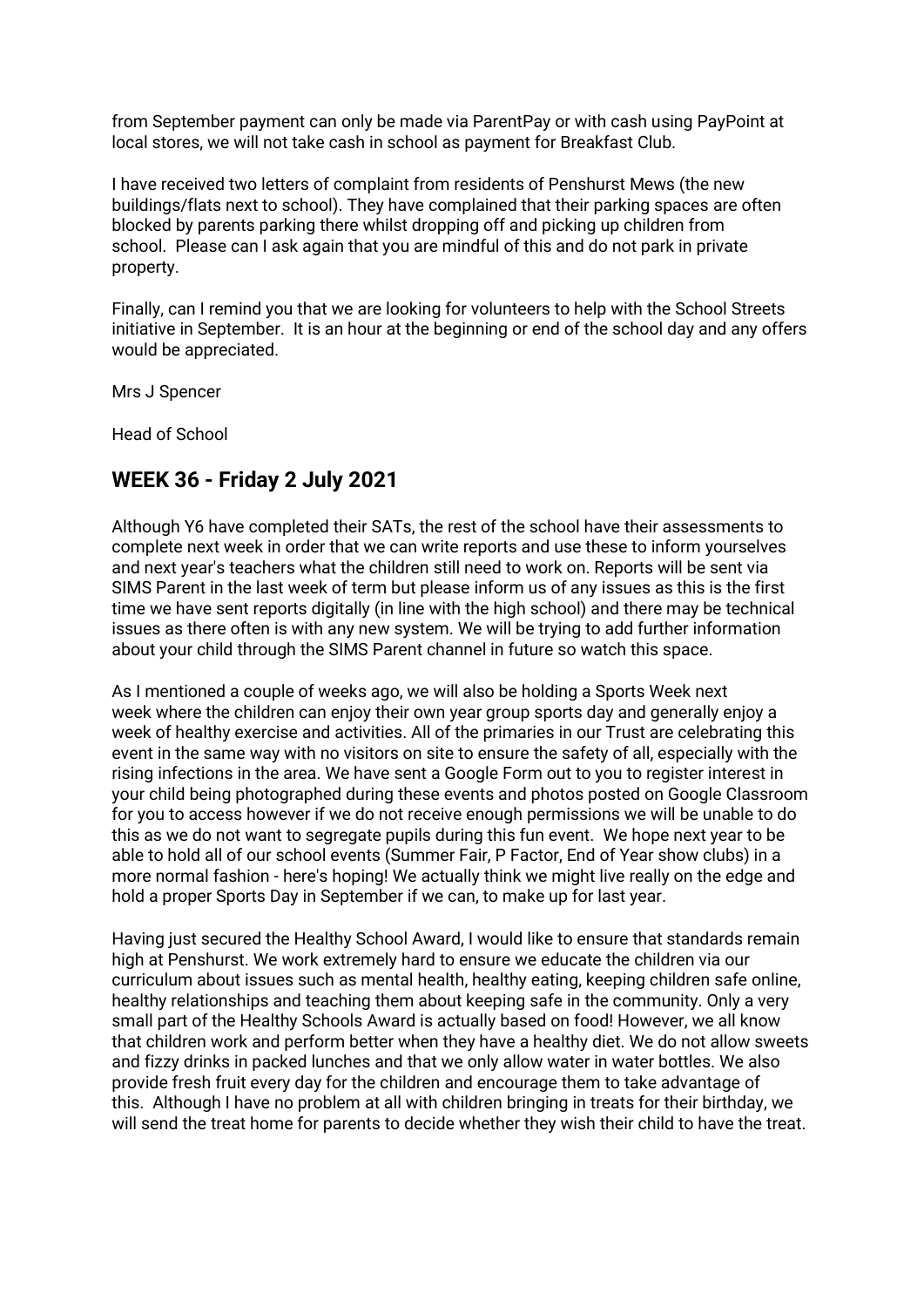from September payment can only be made via ParentPay or with cash using PayPoint at local stores, we will not take cash in school as payment for Breakfast Club.

I have received two letters of complaint from residents of Penshurst Mews (the new buildings/flats next to school). They have complained that their parking spaces are often blocked by parents parking there whilst dropping off and picking up children from school. Please can I ask again that you are mindful of this and do not park in private property.

Finally, can I remind you that we are looking for volunteers to help with the School Streets initiative in September. It is an hour at the beginning or end of the school day and any offers would be appreciated.

Mrs J Spencer

Head of School

## WEEK 36 - Friday 2 July 2021

Although Y6 have completed their SATs, the rest of the school have their assessments to complete next week in order that we can write reports and use these to inform yourselves and next year's teachers what the children still need to work on. Reports will be sent via SIMS Parent in the last week of term but please inform us of any issues as this is the first time we have sent reports digitally (in line with the high school) and there may be technical issues as there often is with any new system. We will be trying to add further information about your child through the SIMS Parent channel in future so watch this space.

As I mentioned a couple of weeks ago, we will also be holding a Sports Week next week where the children can enjoy their own year group sports day and generally enjoy a week of healthy exercise and activities. All of the primaries in our Trust are celebrating this event in the same way with no visitors on site to ensure the safety of all, especially with the rising infections in the area. We have sent a Google Form out to you to register interest in your child being photographed during these events and photos posted on Google Classroom for you to access however if we do not receive enough permissions we will be unable to do this as we do not want to segregate pupils during this fun event. We hope next year to be able to hold all of our school events (Summer Fair, P Factor, End of Year show clubs) in a more normal fashion - here's hoping! We actually think we might live really on the edge and hold a proper Sports Day in September if we can, to make up for last year.

Having just secured the Healthy School Award, I would like to ensure that standards remain high at Penshurst. We work extremely hard to ensure we educate the children via our curriculum about issues such as mental health, healthy eating, keeping children safe online, healthy relationships and teaching them about keeping safe in the community. Only a very small part of the Healthy Schools Award is actually based on food! However, we all know that children work and perform better when they have a healthy diet. We do not allow sweets and fizzy drinks in packed lunches and that we only allow water in water bottles. We also provide fresh fruit every day for the children and encourage them to take advantage of this. Although I have no problem at all with children bringing in treats for their birthday, we will send the treat home for parents to decide whether they wish their child to have the treat.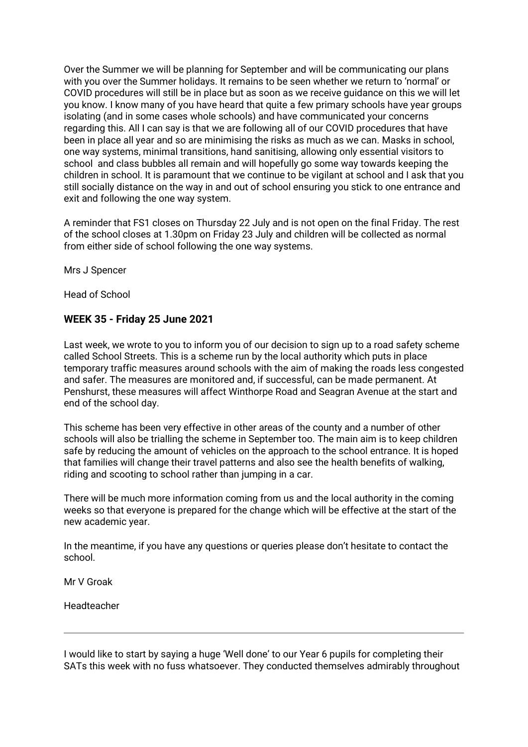Over the Summer we will be planning for September and will be communicating our plans with you over the Summer holidays. It remains to be seen whether we return to 'normal' or COVID procedures will still be in place but as soon as we receive guidance on this we will let you know. I know many of you have heard that quite a few primary schools have year groups isolating (and in some cases whole schools) and have communicated your concerns regarding this. All I can say is that we are following all of our COVID procedures that have been in place all year and so are minimising the risks as much as we can. Masks in school, one way systems, minimal transitions, hand sanitising, allowing only essential visitors to school  and class bubbles all remain and will hopefully go some way towards keeping the children in school. It is paramount that we continue to be vigilant at school and I ask that you still socially distance on the way in and out of school ensuring you stick to one entrance and exit and following the one way system.

A reminder that FS1 closes on Thursday 22 July and is not open on the final Friday. The rest of the school closes at 1.30pm on Friday 23 July and children will be collected as normal from either side of school following the one way systems.

Mrs J Spencer

Head of School

## WEEK 35 - Friday 25 June 2021

Last week, we wrote to you to inform you of our decision to sign up to a road safety scheme called School Streets. This is a scheme run by the local authority which puts in place temporary traffic measures around schools with the aim of making the roads less congested and safer. The measures are monitored and, if successful, can be made permanent. At Penshurst, these measures will affect Winthorpe Road and Seagran Avenue at the start and end of the school day.

This scheme has been very effective in other areas of the county and a number of other schools will also be trialling the scheme in September too. The main aim is to keep children safe by reducing the amount of vehicles on the approach to the school entrance. It is hoped that families will change their travel patterns and also see the health benefits of walking, riding and scooting to school rather than jumping in a car.

There will be much more information coming from us and the local authority in the coming weeks so that everyone is prepared for the change which will be effective at the start of the new academic year.

In the meantime, if you have any questions or queries please don't hesitate to contact the school.

Mr V Groak

Headteacher

---

I would like to start by saying a huge 'Well done' to our Year 6 pupils for completing their SATs this week with no fuss whatsoever. They conducted themselves admirably throughout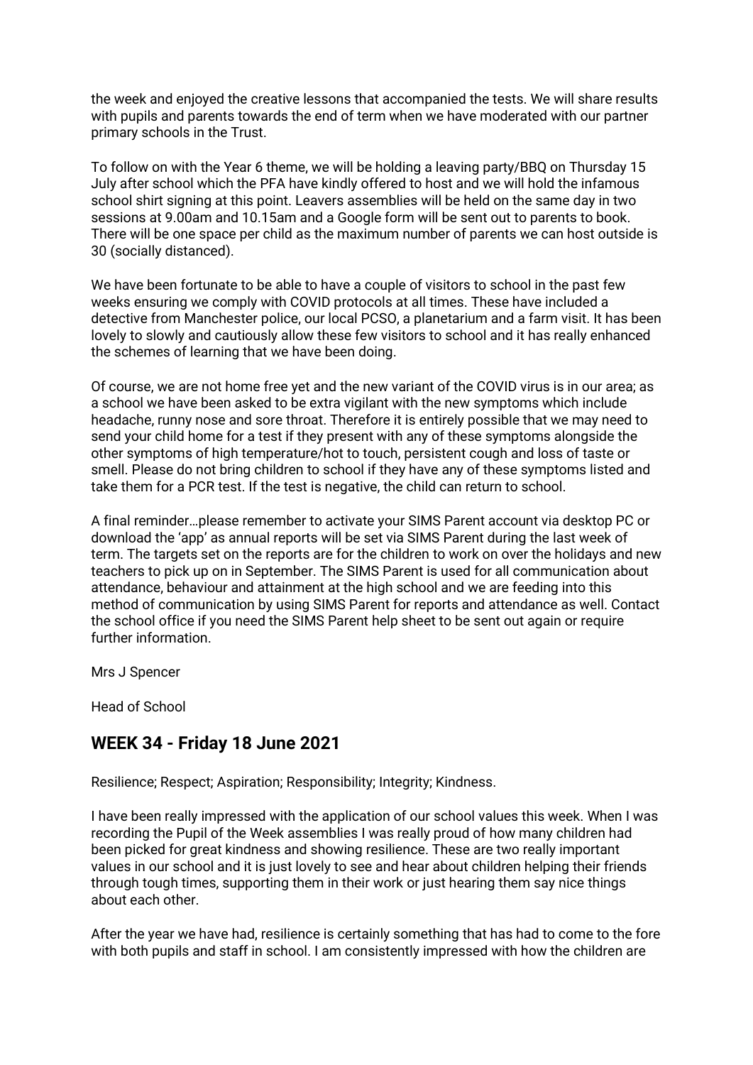the week and enjoyed the creative lessons that accompanied the tests. We will share results with pupils and parents towards the end of term when we have moderated with our partner primary schools in the Trust.

To follow on with the Year 6 theme, we will be holding a leaving party/BBQ on Thursday 15 July after school which the PFA have kindly offered to host and we will hold the infamous school shirt signing at this point. Leavers assemblies will be held on the same day in two sessions at 9.00am and 10.15am and a Google form will be sent out to parents to book. There will be one space per child as the maximum number of parents we can host outside is 30 (socially distanced).

We have been fortunate to be able to have a couple of visitors to school in the past few weeks ensuring we comply with COVID protocols at all times. These have included a detective from Manchester police, our local PCSO, a planetarium and a farm visit. It has been lovely to slowly and cautiously allow these few visitors to school and it has really enhanced the schemes of learning that we have been doing.

Of course, we are not home free yet and the new variant of the COVID virus is in our area; as a school we have been asked to be extra vigilant with the new symptoms which include headache, runny nose and sore throat. Therefore it is entirely possible that we may need to send your child home for a test if they present with any of these symptoms alongside the other symptoms of high temperature/hot to touch, persistent cough and loss of taste or smell. Please do not bring children to school if they have any of these symptoms listed and take them for a PCR test. If the test is negative, the child can return to school.

A final reminder…please remember to activate your SIMS Parent account via desktop PC or download the 'app' as annual reports will be set via SIMS Parent during the last week of term. The targets set on the reports are for the children to work on over the holidays and new teachers to pick up on in September. The SIMS Parent is used for all communication about attendance, behaviour and attainment at the high school and we are feeding into this method of communication by using SIMS Parent for reports and attendance as well. Contact the school office if you need the SIMS Parent help sheet to be sent out again or require further information.

Mrs J Spencer

Head of School

## WEEK 34 - Friday 18 June 2021

Resilience; Respect; Aspiration; Responsibility; Integrity; Kindness.

I have been really impressed with the application of our school values this week. When I was recording the Pupil of the Week assemblies I was really proud of how many children had been picked for great kindness and showing resilience. These are two really important values in our school and it is just lovely to see and hear about children helping their friends through tough times, supporting them in their work or just hearing them say nice things about each other.

After the year we have had, resilience is certainly something that has had to come to the fore with both pupils and staff in school. I am consistently impressed with how the children are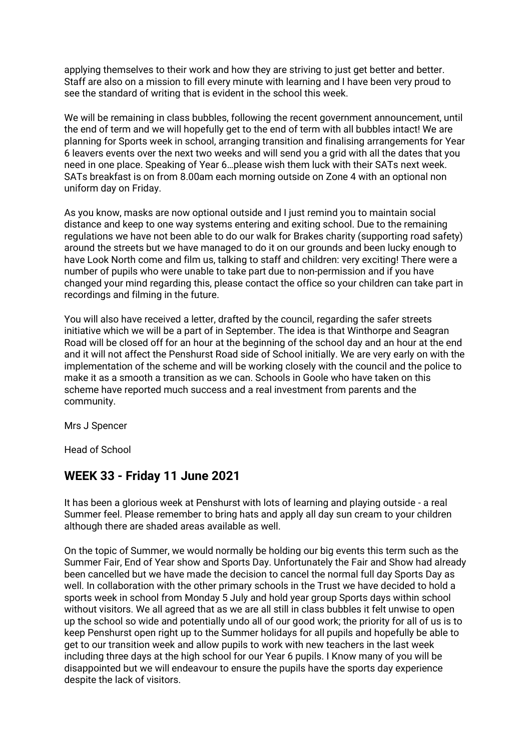applying themselves to their work and how they are striving to just get better and better. Staff are also on a mission to fill every minute with learning and I have been very proud to see the standard of writing that is evident in the school this week.

We will be remaining in class bubbles, following the recent government announcement, until the end of term and we will hopefully get to the end of term with all bubbles intact! We are planning for Sports week in school, arranging transition and finalising arrangements for Year 6 leavers events over the next two weeks and will send you a grid with all the dates that you need in one place. Speaking of Year 6…please wish them luck with their SATs next week. SATs breakfast is on from 8.00am each morning outside on Zone 4 with an optional non uniform day on Friday.

As you know, masks are now optional outside and I just remind you to maintain social distance and keep to one way systems entering and exiting school. Due to the remaining regulations we have not been able to do our walk for Brakes charity (supporting road safety) around the streets but we have managed to do it on our grounds and been lucky enough to have Look North come and film us, talking to staff and children: very exciting! There were a number of pupils who were unable to take part due to non-permission and if you have changed your mind regarding this, please contact the office so your children can take part in recordings and filming in the future.

You will also have received a letter, drafted by the council, regarding the safer streets initiative which we will be a part of in September. The idea is that Winthorpe and Seagran Road will be closed off for an hour at the beginning of the school day and an hour at the end and it will not affect the Penshurst Road side of School initially. We are very early on with the implementation of the scheme and will be working closely with the council and the police to make it as a smooth a transition as we can. Schools in Goole who have taken on this scheme have reported much success and a real investment from parents and the community.

Mrs J Spencer

Head of School

## WEEK 33 - Friday 11 June 2021

It has been a glorious week at Penshurst with lots of learning and playing outside - a real Summer feel. Please remember to bring hats and apply all day sun cream to your children although there are shaded areas available as well.

On the topic of Summer, we would normally be holding our big events this term such as the Summer Fair, End of Year show and Sports Day. Unfortunately the Fair and Show had already been cancelled but we have made the decision to cancel the normal full day Sports Day as well. In collaboration with the other primary schools in the Trust we have decided to hold a sports week in school from Monday 5 July and hold year group Sports days within school without visitors. We all agreed that as we are all still in class bubbles it felt unwise to open up the school so wide and potentially undo all of our good work; the priority for all of us is to keep Penshurst open right up to the Summer holidays for all pupils and hopefully be able to get to our transition week and allow pupils to work with new teachers in the last week including three days at the high school for our Year 6 pupils. I Know many of you will be disappointed but we will endeavour to ensure the pupils have the sports day experience despite the lack of visitors.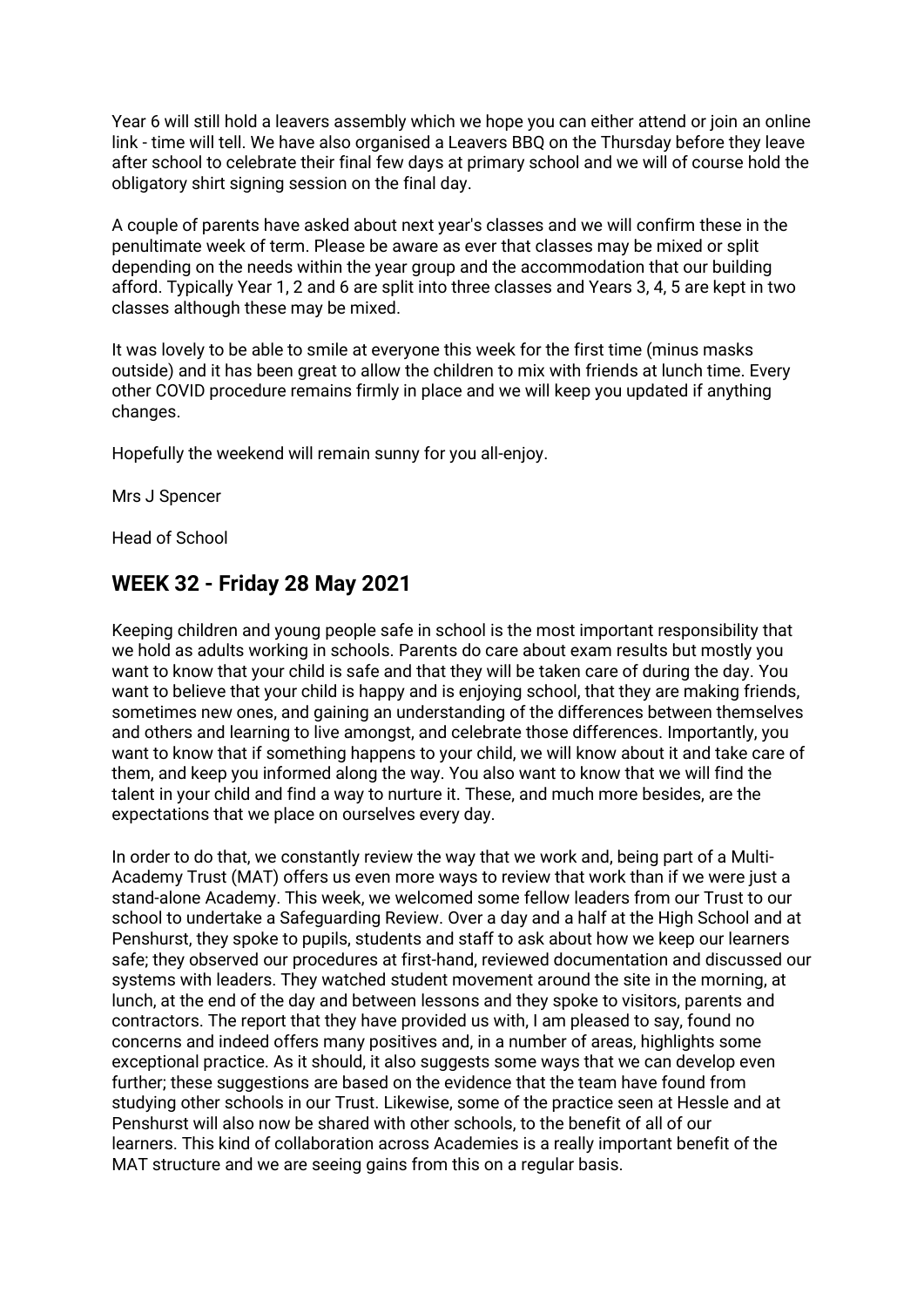Year 6 will still hold a leavers assembly which we hope you can either attend or join an online link - time will tell. We have also organised a Leavers BBQ on the Thursday before they leave after school to celebrate their final few days at primary school and we will of course hold the obligatory shirt signing session on the final day.

A couple of parents have asked about next year's classes and we will confirm these in the penultimate week of term. Please be aware as ever that classes may be mixed or split depending on the needs within the year group and the accommodation that our building afford. Typically Year 1, 2 and 6 are split into three classes and Years 3, 4, 5 are kept in two classes although these may be mixed.

It was lovely to be able to smile at everyone this week for the first time (minus masks outside) and it has been great to allow the children to mix with friends at lunch time. Every other COVID procedure remains firmly in place and we will keep you updated if anything changes.

Hopefully the weekend will remain sunny for you all-enjoy.

Mrs J Spencer

Head of School

## WEEK 32 - Friday 28 May 2021

Keeping children and young people safe in school is the most important responsibility that we hold as adults working in schools. Parents do care about exam results but mostly you want to know that your child is safe and that they will be taken care of during the day. You want to believe that your child is happy and is enjoying school, that they are making friends, sometimes new ones, and gaining an understanding of the differences between themselves and others and learning to live amongst, and celebrate those differences. Importantly, you want to know that if something happens to your child, we will know about it and take care of them, and keep you informed along the way. You also want to know that we will find the talent in your child and find a way to nurture it. These, and much more besides, are the expectations that we place on ourselves every day.

In order to do that, we constantly review the way that we work and, being part of a Multi-Academy Trust (MAT) offers us even more ways to review that work than if we were just a stand-alone Academy. This week, we welcomed some fellow leaders from our Trust to our school to undertake a Safeguarding Review. Over a day and a half at the High School and at Penshurst, they spoke to pupils, students and staff to ask about how we keep our learners safe; they observed our procedures at first-hand, reviewed documentation and discussed our systems with leaders. They watched student movement around the site in the morning, at lunch, at the end of the day and between lessons and they spoke to visitors, parents and contractors. The report that they have provided us with, I am pleased to say, found no concerns and indeed offers many positives and, in a number of areas, highlights some exceptional practice. As it should, it also suggests some ways that we can develop even further; these suggestions are based on the evidence that the team have found from studying other schools in our Trust. Likewise, some of the practice seen at Hessle and at Penshurst will also now be shared with other schools, to the benefit of all of our learners. This kind of collaboration across Academies is a really important benefit of the MAT structure and we are seeing gains from this on a regular basis.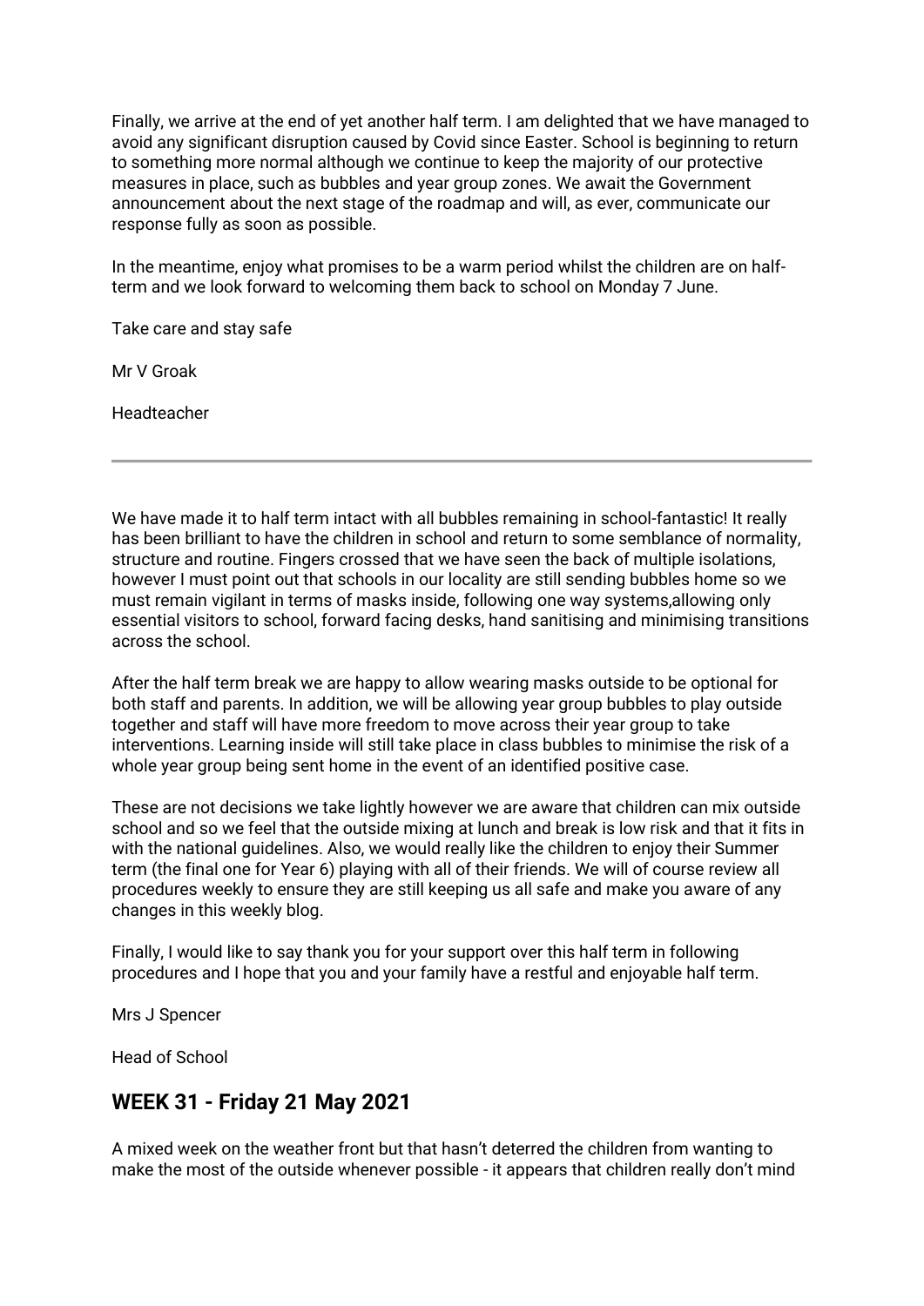Finally, we arrive at the end of yet another half term. I am delighted that we have managed to avoid any significant disruption caused by Covid since Easter. School is beginning to return to something more normal although we continue to keep the majority of our protective measures in place, such as bubbles and year group zones. We await the Government announcement about the next stage of the roadmap and will, as ever, communicate our response fully as soon as possible.

In the meantime, enjoy what promises to be a warm period whilst the children are on half-term and we look forward to welcoming them back to school on Monday 7 June.

Take care and stay safe

Mr V Groak

Headteacher

---

We have made it to half term intact with all bubbles remaining in school-fantastic! It really has been brilliant to have the children in school and return to some semblance of normality, structure and routine. Fingers crossed that we have seen the back of multiple isolations, however I must point out that schools in our locality are still sending bubbles home so we must remain vigilant in terms of masks inside, following one way systems,allowing only essential visitors to school, forward facing desks, hand sanitising and minimising transitions across the school.

After the half term break we are happy to allow wearing masks outside to be optional for both staff and parents. In addition, we will be allowing year group bubbles to play outside together and staff will have more freedom to move across their year group to take interventions. Learning inside will still take place in class bubbles to minimise the risk of a whole year group being sent home in the event of an identified positive case.

These are not decisions we take lightly however we are aware that children can mix outside school and so we feel that the outside mixing at lunch and break is low risk and that it fits in with the national guidelines. Also, we would really like the children to enjoy their Summer term (the final one for Year 6) playing with all of their friends. We will of course review all procedures weekly to ensure they are still keeping us all safe and make you aware of any changes in this weekly blog.

Finally, I would like to say thank you for your support over this half term in following procedures and I hope that you and your family have a restful and enjoyable half term.

Mrs J Spencer

Head of School

## WEEK 31 - Friday 21 May 2021

A mixed week on the weather front but that hasn't deterred the children from wanting to make the most of the outside whenever possible - it appears that children really don't mind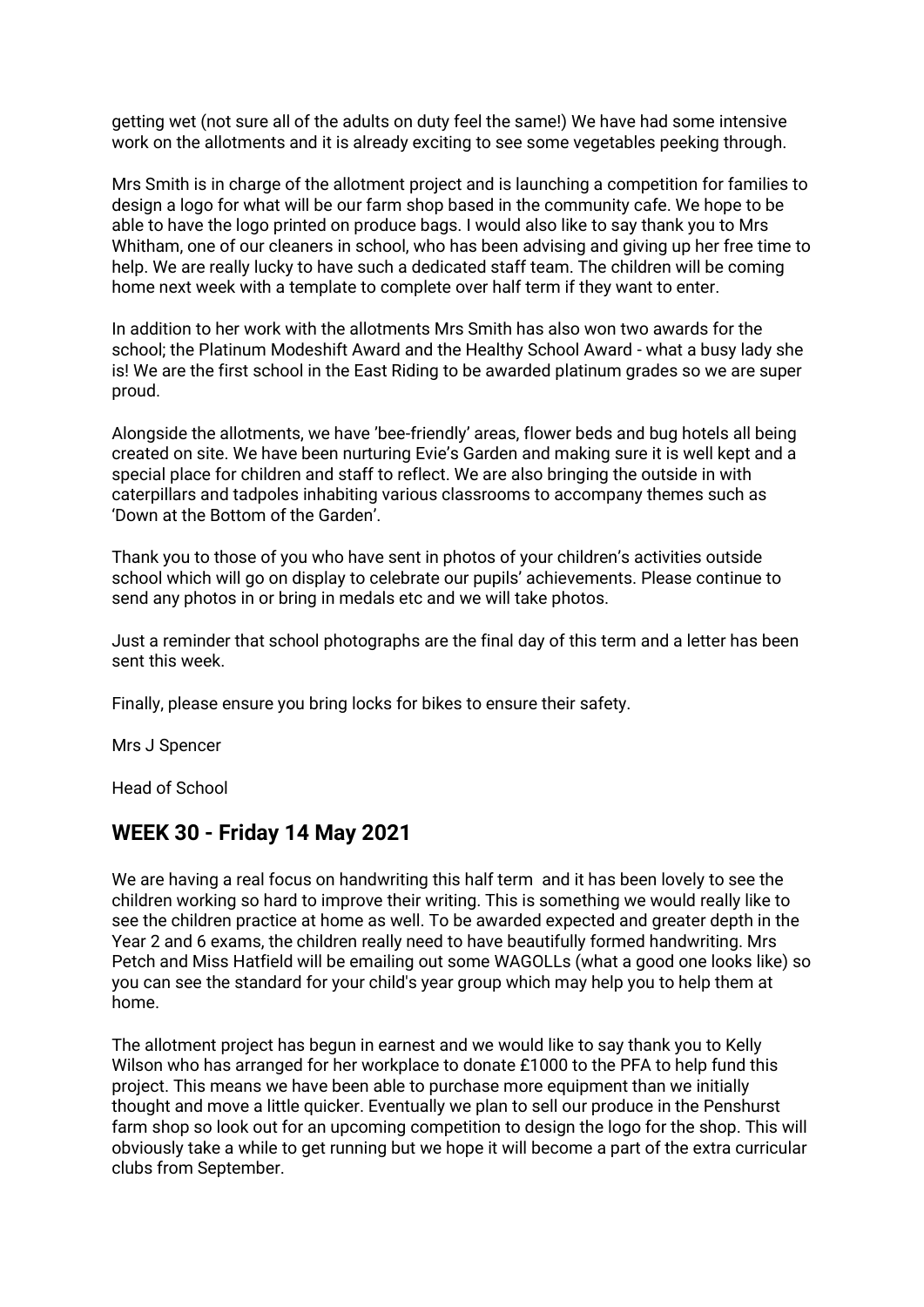getting wet (not sure all of the adults on duty feel the same!) We have had some intensive work on the allotments and it is already exciting to see some vegetables peeking through.

Mrs Smith is in charge of the allotment project and is launching a competition for families to design a logo for what will be our farm shop based in the community cafe. We hope to be able to have the logo printed on produce bags. I would also like to say thank you to Mrs Whitham, one of our cleaners in school, who has been advising and giving up her free time to help. We are really lucky to have such a dedicated staff team. The children will be coming home next week with a template to complete over half term if they want to enter.

In addition to her work with the allotments Mrs Smith has also won two awards for the school; the Platinum Modeshift Award and the Healthy School Award - what a busy lady she is! We are the first school in the East Riding to be awarded platinum grades so we are super proud.

Alongside the allotments, we have 'bee-friendly' areas, flower beds and bug hotels all being created on site. We have been nurturing Evie's Garden and making sure it is well kept and a special place for children and staff to reflect. We are also bringing the outside in with caterpillars and tadpoles inhabiting various classrooms to accompany themes such as 'Down at the Bottom of the Garden'.

Thank you to those of you who have sent in photos of your children's activities outside school which will go on display to celebrate our pupils' achievements. Please continue to send any photos in or bring in medals etc and we will take photos.

Just a reminder that school photographs are the final day of this term and a letter has been sent this week.

Finally, please ensure you bring locks for bikes to ensure their safety.

Mrs J Spencer

Head of School

## WEEK 30 - Friday 14 May 2021

We are having a real focus on handwriting this half term and it has been lovely to see the children working so hard to improve their writing. This is something we would really like to see the children practice at home as well. To be awarded expected and greater depth in the Year 2 and 6 exams, the children really need to have beautifully formed handwriting. Mrs Petch and Miss Hatfield will be emailing out some WAGOLLs (what a good one looks like) so you can see the standard for your child's year group which may help you to help them at home.

The allotment project has begun in earnest and we would like to say thank you to Kelly Wilson who has arranged for her workplace to donate £1000 to the PFA to help fund this project. This means we have been able to purchase more equipment than we initially thought and move a little quicker. Eventually we plan to sell our produce in the Penshurst farm shop so look out for an upcoming competition to design the logo for the shop. This will obviously take a while to get running but we hope it will become a part of the extra curricular clubs from September.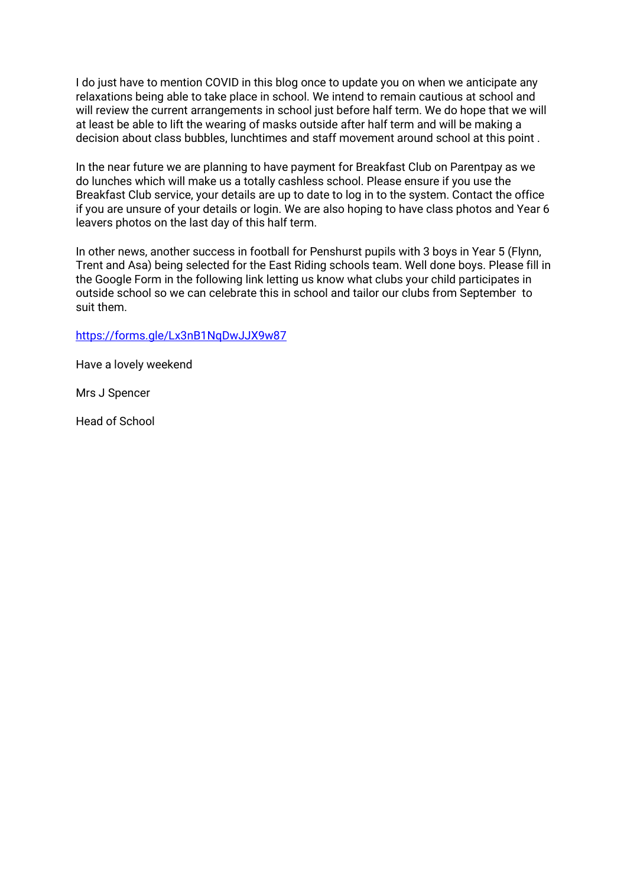I do just have to mention COVID in this blog once to update you on when we anticipate any relaxations being able to take place in school. We intend to remain cautious at school and will review the current arrangements in school just before half term. We do hope that we will at least be able to lift the wearing of masks outside after half term and will be making a decision about class bubbles, lunchtimes and staff movement around school at this point .

In the near future we are planning to have payment for Breakfast Club on Parentpay as we do lunches which will make us a totally cashless school. Please ensure if you use the Breakfast Club service, your details are up to date to log in to the system. Contact the office if you are unsure of your details or login. We are also hoping to have class photos and Year 6 leavers photos on the last day of this half term.

In other news, another success in football for Penshurst pupils with 3 boys in Year 5 (Flynn, Trent and Asa) being selected for the East Riding schools team. Well done boys. Please fill in the Google Form in the following link letting us know what clubs your child participates in outside school so we can celebrate this in school and tailor our clubs from September to suit them.

[https://forms.gle/Lx3nB1NqDwJJX9w87](https://forms.gle/Lx3nB1NqDwJJX9w87)

Have a lovely weekend

Mrs J Spencer

Head of School